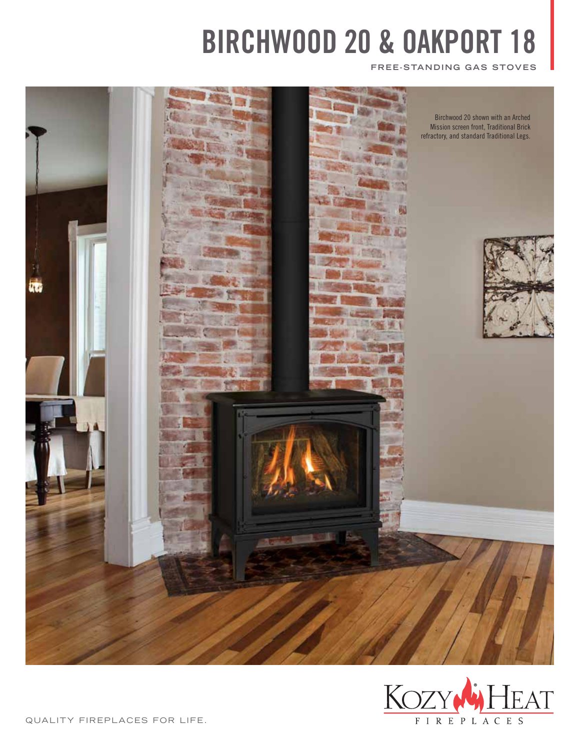# BIRCHWOOD 20 & OAKPORT 18

FREE-STANDING GAS STOVES

Birchwood 20 shown with an Arched Mission screen front, Traditional Brick refractory, and standard Traditional Legs.

KOZY HEAT FIREPLACES

QUALITY FIREPLACES FOR LIFE.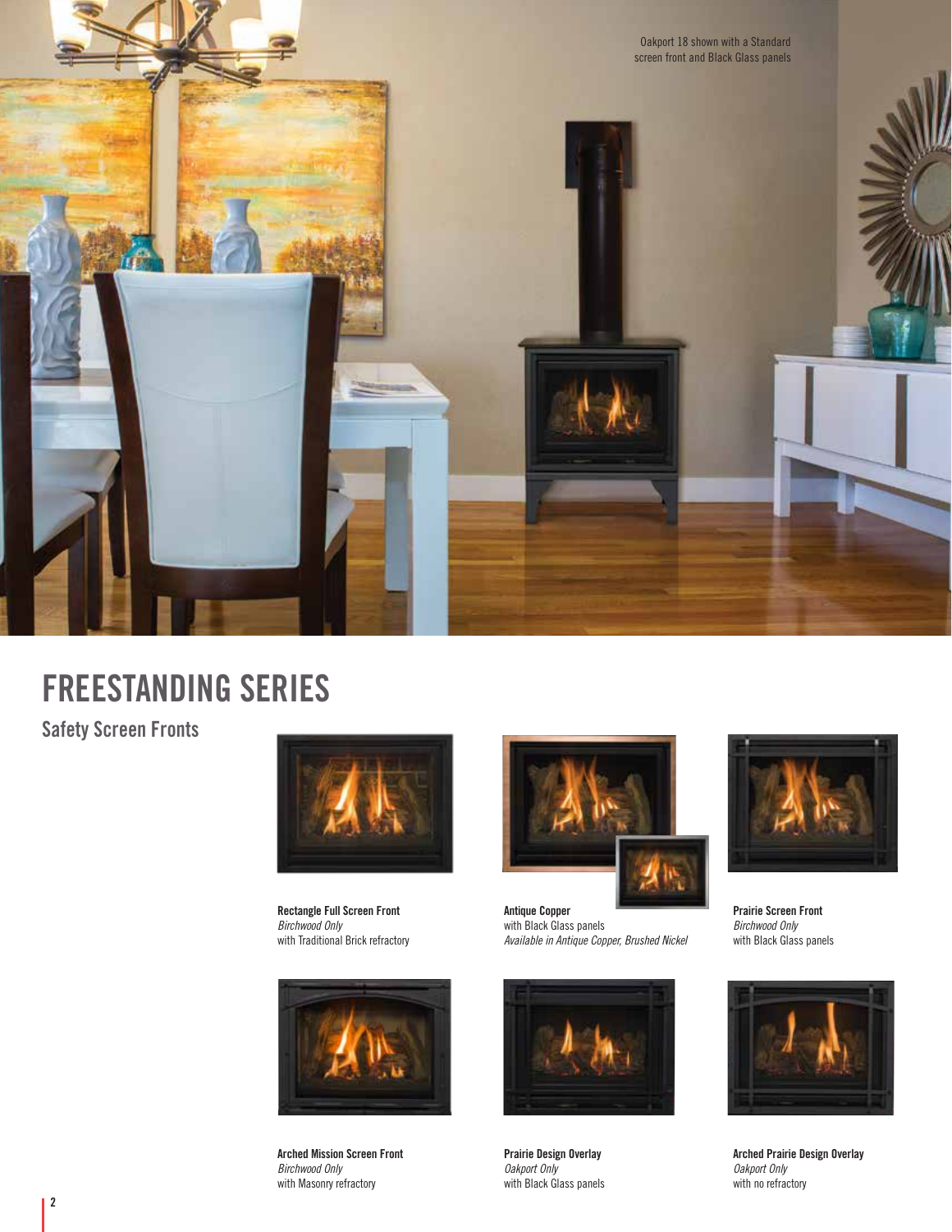Oakport 18 shown with a Standard screen front and Black Glass panels

# FREESTANDING SERIES

## Safety Screen Fronts

**Rectangle Full Screen Front**
*Birchwood Only*
with Traditional Brick refractory

**Antique Copper**
with Black Glass panels
*Available in Antique Copper, Brushed Nickel*

**Prairie Screen Front**
*Birchwood Only*
with Black Glass panels

**Arched Mission Screen Front**
*Birchwood Only*
with Masonry refractory

**Prairie Design Overlay**
*Oakport Only*
with Black Glass panels

**Arched Prairie Design Overlay**
*Oakport Only*
with no refractory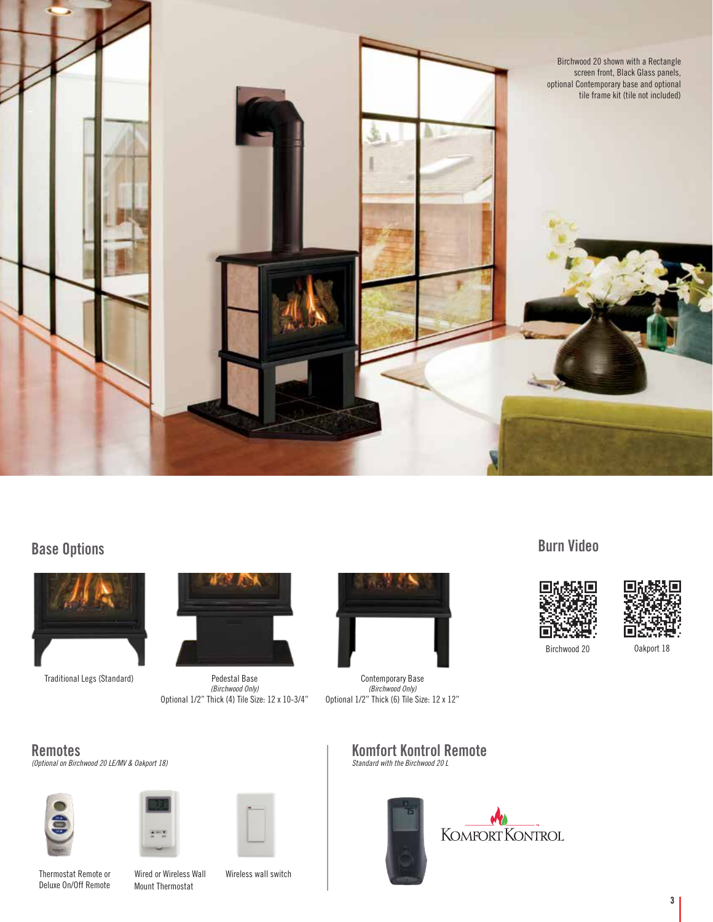Birchwood 20 shown with a Rectangle screen front, Black Glass panels, optional Contemporary base and optional tile frame kit (tile not included)

## Base Options

Traditional Legs (Standard)

Pedestal Base
*(Birchwood Only)*
Optional 1/2" Thick (4) Tile Size: 12 x 10-3/4"

Contemporary Base
*(Birchwood Only)*
Optional 1/2" Thick (6) Tile Size: 12 x 12"

## Burn Video

Birchwood 20

Oakport 18

## Remotes

*(Optional on Birchwood 20 LE/MV & Oakport 18)*

Thermostat Remote or Deluxe On/Off Remote

Wired or Wireless Wall Mount Thermostat

Wireless wall switch

## Komfort Kontrol Remote

*Standard with the Birchwood 20 L*

KOMFORT KONTROL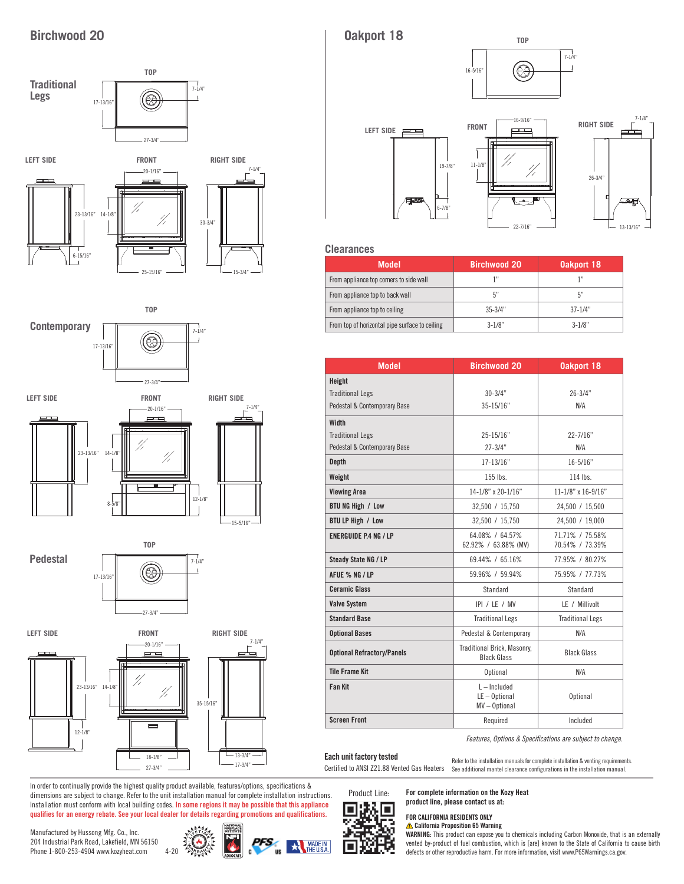## Birchwood 20

### Traditional Legs

TOP

17-13/16"

7-1/4"

27-3/4"

LEFT SIDE

FRONT

RIGHT SIDE

20-1/16"

7-1/4"

23-13/16"

14-1/8"

30-3/4"

6-15/16"

25-15/16"

15-3/4"

### Contemporary

TOP

17-13/16"

7-1/4"

27-3/4"

LEFT SIDE

FRONT

RIGHT SIDE

20-1/16"

7-1/4"

23-13/16"

14-1/8"

8-5/8"

12-1/8"

15-5/16"

### Pedestal

TOP

17-13/16"

7-1/4"

27-3/4"

LEFT SIDE

FRONT

RIGHT SIDE

20-1/16"

7-1/4"

23-13/16"

14-1/8"

35-15/16"

12-1/8"

18-1/8"

27-3/4"

13-3/4"

17-3/4"

## Oakport 18

TOP

16-5/16"

7-1/4"

LEFT SIDE

FRONT

RIGHT SIDE

16-9/16"

7-1/4"

19-7/8"

11-1/8"

26-3/4"

6-7/8"

22-7/16"

13-13/16"

## Clearances

| Model | Birchwood 20 | Oakport 18 |
|---|---|---|
| From appliance top corners to side wall | 1" | 1" |
| From appliance top to back wall | 5" | 5" |
| From appliance top to ceiling | 35-3/4" | 37-1/4" |
| From top of horizontal pipe surface to ceiling | 3-1/8" | 3-1/8" |

| Model | Birchwood 20 | Oakport 18 |
|---|---|---|
| **Height** | | |
| Traditional Legs | 30-3/4" | 26-3/4" |
| Pedestal & Contemporary Base | 35-15/16" | N/A |
| **Width** | | |
| Traditional Legs | 25-15/16" | 22-7/16" |
| Pedestal & Contemporary Base | 27-3/4" | N/A |
| **Depth** | 17-13/16" | 16-5/16" |
| **Weight** | 155 lbs. | 114 lbs. |
| **Viewing Area** | 14-1/8" x 20-1/16" | 11-1/8" x 16-9/16" |
| **BTU NG High / Low** | 32,500 / 15,750 | 24,500 / 15,500 |
| **BTU LP High / Low** | 32,500 / 15,750 | 24,500 / 19,000 |
| **ENERGUIDE P.4 NG / LP** | 64.08% / 64.57%<br>62.92% / 63.88% (MV) | 71.71% / 75.58%<br>70.54% / 73.39% |
| **Steady State NG / LP** | 69.44% / 65.16% | 77.95% / 80.27% |
| **AFUE % NG / LP** | 59.96% / 59.94% | 75.95% / 77.73% |
| **Ceramic Glass** | Standard | Standard |
| **Valve System** | IPI / LE / MV | LE / Millivolt |
| **Standard Base** | Traditional Legs | Traditional Legs |
| **Optional Bases** | Pedestal & Contemporary | N/A |
| **Optional Refractory/Panels** | Traditional Brick, Masonry, Black Glass | Black Glass |
| **Tile Frame Kit** | Optional | N/A |
| **Fan Kit** | L – Included<br>LE – Optional<br>MV – Optional | Optional |
| **Screen Front** | Required | Included |

*Features, Options & Specifications are subject to change.*

**Each unit factory tested**

Certified to ANSI Z21.88 Vented Gas Heaters

Refer to the installation manuals for complete installation & venting requirements. See additional mantel clearance configurations in the installation manual.

In order to continually provide the highest quality product available, features/options, specifications & dimensions are subject to change. Refer to the unit installation manual for complete installation instructions. Installation must conform with local building codes. In some regions it may be possible that this appliance qualifies for an energy rebate. See your local dealer for details regarding promotions and qualifications.

Manufactured by Hussong Mfg. Co., Inc.
204 Industrial Park Road, Lakefield, MN 56150
Phone 1-800-253-4904 www.kozyheat.com

4-20

Product Line:

**For complete information on the Kozy Heat product line, please contact us at:**

**FOR CALIFORNIA RESIDENTS ONLY**
**⚠ California Proposition 65 Warning**
**WARNING:** This product can expose you to chemicals including Carbon Monoxide, that is an externally vented by-product of fuel combustion, which is [are] known to the State of California to cause birth defects or other reproductive harm. For more information, visit www.P65Warnings.ca.gov.